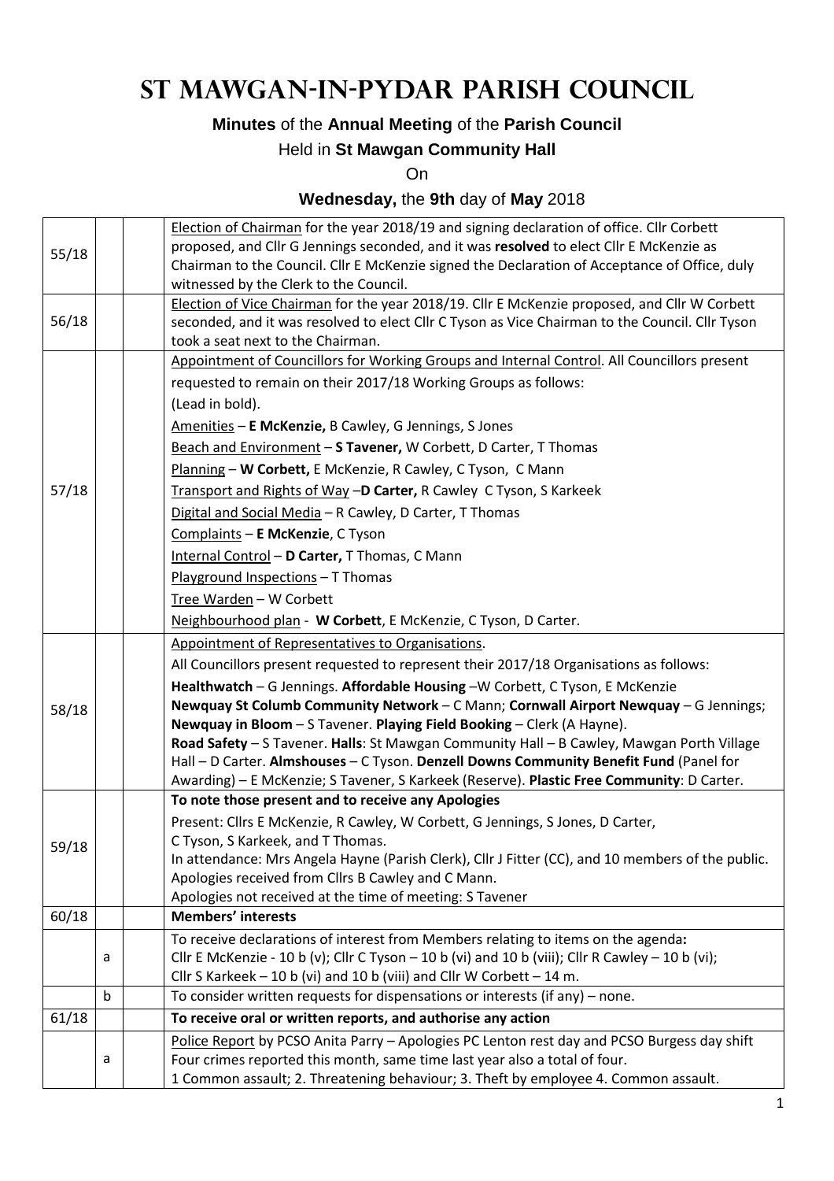# St Mawgan-in-Pydar Parish Council

**Minutes** of the **Annual Meeting** of the **Parish Council**

Held in **St Mawgan Community Hall**

On

**Wednesday,** the **9th** day of **May** 2018

| | | | |
|---|---|---|---|
| 55/18 | | | Election of Chairman for the year 2018/19 and signing declaration of office. Cllr Corbett proposed, and Cllr G Jennings seconded, and it was **resolved** to elect Cllr E McKenzie as Chairman to the Council. Cllr E McKenzie signed the Declaration of Acceptance of Office, duly witnessed by the Clerk to the Council. |
| 56/18 | | | Election of Vice Chairman for the year 2018/19. Cllr E McKenzie proposed, and Cllr W Corbett seconded, and it was resolved to elect Cllr C Tyson as Vice Chairman to the Council. Cllr Tyson took a seat next to the Chairman. |
| 57/18 | | | Appointment of Councillors for Working Groups and Internal Control. All Councillors present requested to remain on their 2017/18 Working Groups as follows:<br>(Lead in bold).<br>Amenities – **E McKenzie,** B Cawley, G Jennings, S Jones<br>Beach and Environment – **S Tavener,** W Corbett, D Carter, T Thomas<br>Planning – **W Corbett,** E McKenzie, R Cawley, C Tyson, C Mann<br>Transport and Rights of Way –**D Carter,** R Cawley C Tyson, S Karkeek<br>Digital and Social Media – R Cawley, D Carter, T Thomas<br>Complaints – **E McKenzie**, C Tyson<br>Internal Control – **D Carter,** T Thomas, C Mann<br>Playground Inspections – T Thomas<br>Tree Warden – W Corbett<br>Neighbourhood plan - **W Corbett**, E McKenzie, C Tyson, D Carter. |
| 58/18 | | | Appointment of Representatives to Organisations.<br>All Councillors present requested to represent their 2017/18 Organisations as follows:<br>**Healthwatch** – G Jennings. **Affordable Housing** –W Corbett, C Tyson, E McKenzie<br>**Newquay St Columb Community Network** – C Mann; **Cornwall Airport Newquay** – G Jennings; **Newquay in Bloom** – S Tavener. **Playing Field Booking** – Clerk (A Hayne).<br>**Road Safety** – S Tavener. **Halls**: St Mawgan Community Hall – B Cawley, Mawgan Porth Village Hall – D Carter. **Almshouses** – C Tyson. **Denzell Downs Community Benefit Fund** (Panel for Awarding) – E McKenzie; S Tavener, S Karkeek (Reserve). **Plastic Free Community**: D Carter. |
| 59/18 | | | **To note those present and to receive any Apologies**<br>Present: Cllrs E McKenzie, R Cawley, W Corbett, G Jennings, S Jones, D Carter, C Tyson, S Karkeek, and T Thomas.<br>In attendance: Mrs Angela Hayne (Parish Clerk), Cllr J Fitter (CC), and 10 members of the public.<br>Apologies received from Cllrs B Cawley and C Mann.<br>Apologies not received at the time of meeting: S Tavener |
| 60/18 | | | **Members' interests** |
| | a | | To receive declarations of interest from Members relating to items on the agenda**:**<br>Cllr E McKenzie - 10 b (v); Cllr C Tyson – 10 b (vi) and 10 b (viii); Cllr R Cawley – 10 b (vi);<br>Cllr S Karkeek – 10 b (vi) and 10 b (viii) and Cllr W Corbett – 14 m. |
| | b | | To consider written requests for dispensations or interests (if any) – none. |
| 61/18 | | | **To receive oral or written reports, and authorise any action** |
| | a | | Police Report by PCSO Anita Parry – Apologies PC Lenton rest day and PCSO Burgess day shift<br>Four crimes reported this month, same time last year also a total of four.<br>1 Common assault; 2. Threatening behaviour; 3. Theft by employee 4. Common assault. |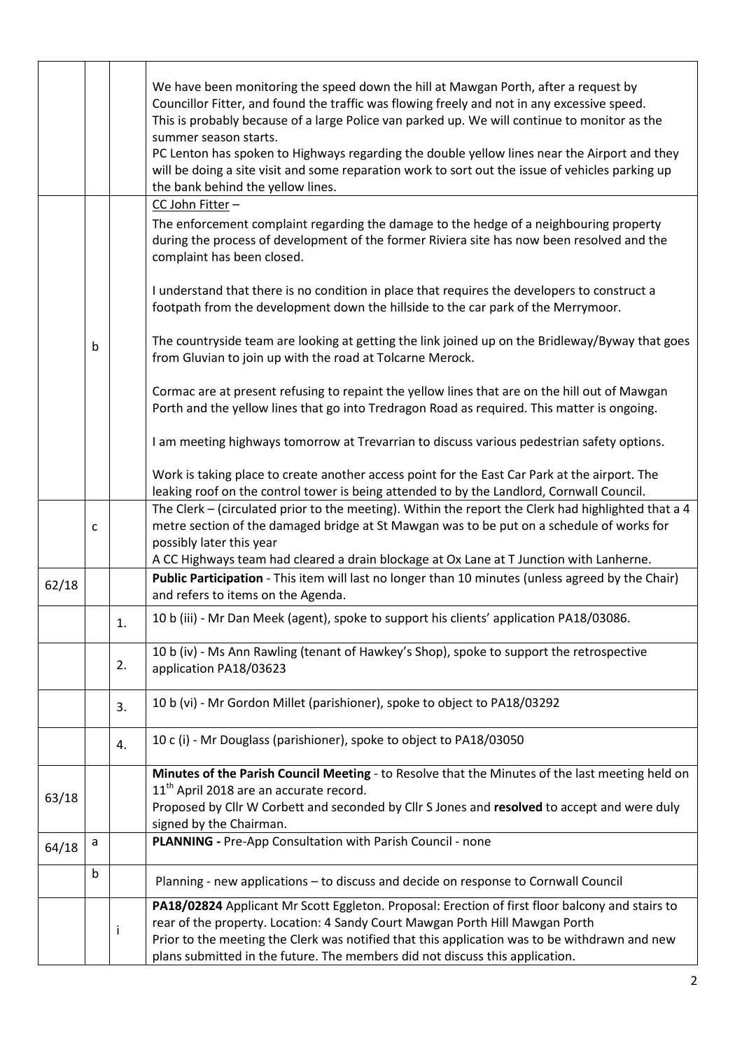| | | | |
|---|---|---|---|
| | | | We have been monitoring the speed down the hill at Mawgan Porth, after a request by Councillor Fitter, and found the traffic was flowing freely and not in any excessive speed. This is probably because of a large Police van parked up. We will continue to monitor as the summer season starts.<br>PC Lenton has spoken to Highways regarding the double yellow lines near the Airport and they will be doing a site visit and some reparation work to sort out the issue of vehicles parking up the bank behind the yellow lines. |
| | b | | CC John Fitter –<br>The enforcement complaint regarding the damage to the hedge of a neighbouring property during the process of development of the former Riviera site has now been resolved and the complaint has been closed.<br><br>I understand that there is no condition in place that requires the developers to construct a footpath from the development down the hillside to the car park of the Merrymoor.<br><br>The countryside team are looking at getting the link joined up on the Bridleway/Byway that goes from Gluvian to join up with the road at Tolcarne Merock.<br><br>Cormac are at present refusing to repaint the yellow lines that are on the hill out of Mawgan Porth and the yellow lines that go into Tredragon Road as required. This matter is ongoing.<br><br>I am meeting highways tomorrow at Trevarrian to discuss various pedestrian safety options.<br><br>Work is taking place to create another access point for the East Car Park at the airport. The leaking roof on the control tower is being attended to by the Landlord, Cornwall Council. |
| | c | | The Clerk – (circulated prior to the meeting). Within the report the Clerk had highlighted that a 4 metre section of the damaged bridge at St Mawgan was to be put on a schedule of works for possibly later this year<br>A CC Highways team had cleared a drain blockage at Ox Lane at T Junction with Lanherne. |
| 62/18 | | | **Public Participation** - This item will last no longer than 10 minutes (unless agreed by the Chair) and refers to items on the Agenda. |
| | | 1. | 10 b (iii) - Mr Dan Meek (agent), spoke to support his clients' application PA18/03086. |
| | | 2. | 10 b (iv) - Ms Ann Rawling (tenant of Hawkey's Shop), spoke to support the retrospective application PA18/03623 |
| | | 3. | 10 b (vi) - Mr Gordon Millet (parishioner), spoke to object to PA18/03292 |
| | | 4. | 10 c (i) - Mr Douglass (parishioner), spoke to object to PA18/03050 |
| 63/18 | | | **Minutes of the Parish Council Meeting** - to Resolve that the Minutes of the last meeting held on 11th April 2018 are an accurate record.<br>Proposed by Cllr W Corbett and seconded by Cllr S Jones and **resolved** to accept and were duly signed by the Chairman. |
| 64/18 | a | | **PLANNING -** Pre-App Consultation with Parish Council - none |
| | b | | Planning - new applications – to discuss and decide on response to Cornwall Council |
| | | i | **PA18/02824** Applicant Mr Scott Eggleton. Proposal: Erection of first floor balcony and stairs to rear of the property. Location: 4 Sandy Court Mawgan Porth Hill Mawgan Porth<br>Prior to the meeting the Clerk was notified that this application was to be withdrawn and new plans submitted in the future. The members did not discuss this application. |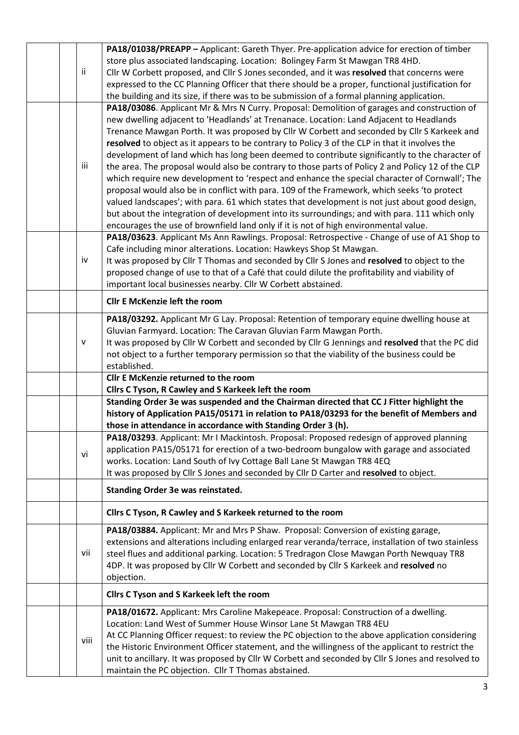| | | | |
|---|---|---|---|
| | | ii | **PA18/01038/PREAPP –** Applicant: Gareth Thyer. Pre-application advice for erection of timber store plus associated landscaping. Location: Bolingey Farm St Mawgan TR8 4HD.<br>Cllr W Corbett proposed, and Cllr S Jones seconded, and it was **resolved** that concerns were expressed to the CC Planning Officer that there should be a proper, functional justification for the building and its size, if there was to be submission of a formal planning application. |
| | | iii | **PA18/03086**. Applicant Mr & Mrs N Curry. Proposal: Demolition of garages and construction of new dwelling adjacent to 'Headlands' at Trenanace. Location: Land Adjacent to Headlands Trenance Mawgan Porth. It was proposed by Cllr W Corbett and seconded by Cllr S Karkeek and **resolved** to object as it appears to be contrary to Policy 3 of the CLP in that it involves the development of land which has long been deemed to contribute significantly to the character of the area. The proposal would also be contrary to those parts of Policy 2 and Policy 12 of the CLP which require new development to 'respect and enhance the special character of Cornwall'; The proposal would also be in conflict with para. 109 of the Framework, which seeks 'to protect valued landscapes'; with para. 61 which states that development is not just about good design, but about the integration of development into its surroundings; and with para. 111 which only encourages the use of brownfield land only if it is not of high environmental value. |
| | | iv | **PA18/03623**. Applicant Ms Ann Rawlings. Proposal: Retrospective - Change of use of A1 Shop to Cafe including minor alterations. Location: Hawkeys Shop St Mawgan.<br>It was proposed by Cllr T Thomas and seconded by Cllr S Jones and **resolved** to object to the proposed change of use to that of a Café that could dilute the profitability and viability of important local businesses nearby. Cllr W Corbett abstained. |
| | | | **Cllr E McKenzie left the room** |
| | | v | **PA18/03292.** Applicant Mr G Lay. Proposal: Retention of temporary equine dwelling house at Gluvian Farmyard. Location: The Caravan Gluvian Farm Mawgan Porth.<br>It was proposed by Cllr W Corbett and seconded by Cllr G Jennings and **resolved** that the PC did not object to a further temporary permission so that the viability of the business could be established. |
| | | | **Cllr E McKenzie returned to the room**<br>**Cllrs C Tyson, R Cawley and S Karkeek left the room** |
| | | | **Standing Order 3e was suspended and the Chairman directed that CC J Fitter highlight the history of Application PA15/05171 in relation to PA18/03293 for the benefit of Members and those in attendance in accordance with Standing Order 3 (h).** |
| | | vi | **PA18/03293**. Applicant: Mr I Mackintosh. Proposal: Proposed redesign of approved planning application PA15/05171 for erection of a two-bedroom bungalow with garage and associated works. Location: Land South of Ivy Cottage Ball Lane St Mawgan TR8 4EQ<br>It was proposed by Cllr S Jones and seconded by Cllr D Carter and **resolved** to object. |
| | | | **Standing Order 3e was reinstated.** |
| | | | **Cllrs C Tyson, R Cawley and S Karkeek returned to the room** |
| | | vii | **PA18/03884.** Applicant: Mr and Mrs P Shaw. Proposal: Conversion of existing garage, extensions and alterations including enlarged rear veranda/terrace, installation of two stainless steel flues and additional parking. Location: 5 Tredragon Close Mawgan Porth Newquay TR8 4DP. It was proposed by Cllr W Corbett and seconded by Cllr S Karkeek and **resolved** no objection. |
| | | | **Cllrs C Tyson and S Karkeek left the room** |
| | | viii | **PA18/01672.** Applicant: Mrs Caroline Makepeace. Proposal: Construction of a dwelling. Location: Land West of Summer House Winsor Lane St Mawgan TR8 4EU<br>At CC Planning Officer request: to review the PC objection to the above application considering the Historic Environment Officer statement, and the willingness of the applicant to restrict the unit to ancillary. It was proposed by Cllr W Corbett and seconded by Cllr S Jones and resolved to maintain the PC objection. Cllr T Thomas abstained. |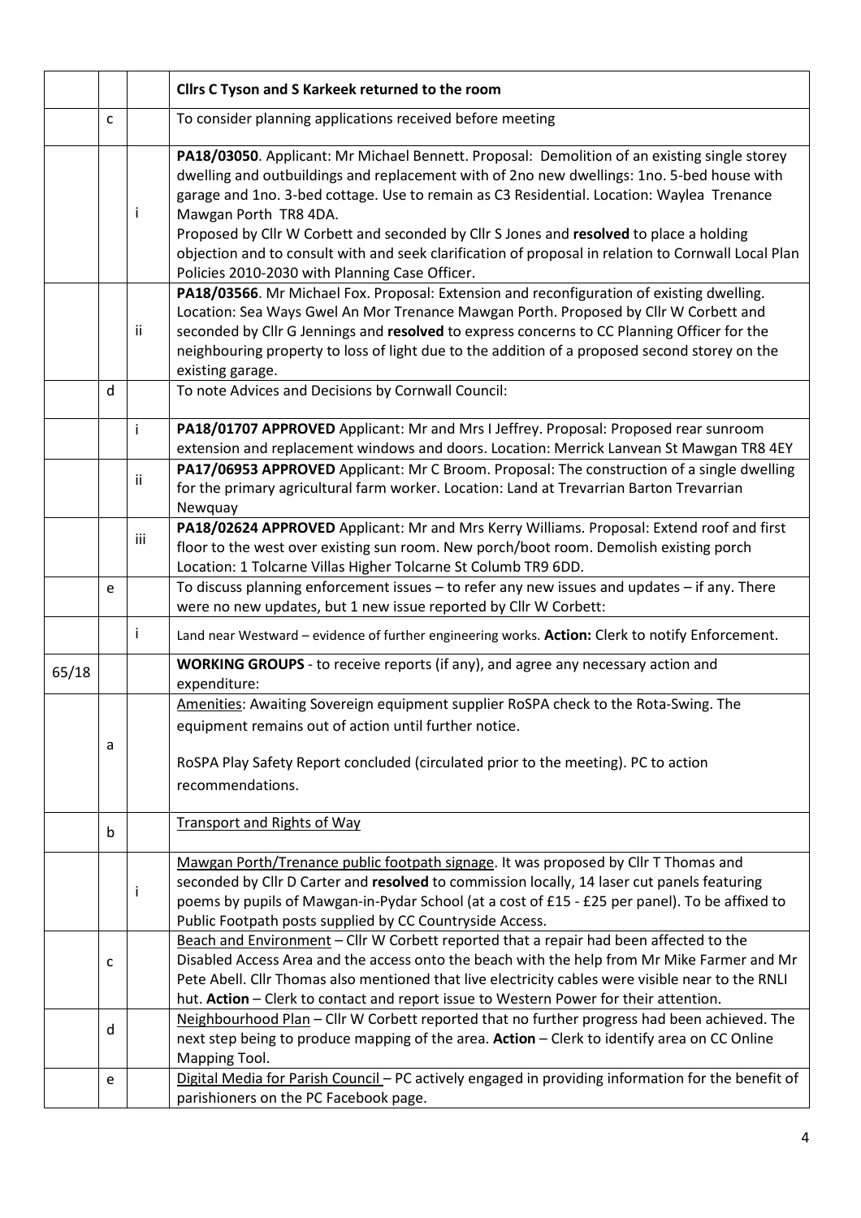| | | | |
|---|---|---|---|
| | | | **Cllrs C Tyson and S Karkeek returned to the room** |
| | c | | To consider planning applications received before meeting |
| | | i | **PA18/03050**. Applicant: Mr Michael Bennett. Proposal: Demolition of an existing single storey dwelling and outbuildings and replacement with of 2no new dwellings: 1no. 5-bed house with garage and 1no. 3-bed cottage. Use to remain as C3 Residential. Location: Waylea Trenance Mawgan Porth TR8 4DA.<br>Proposed by Cllr W Corbett and seconded by Cllr S Jones and **resolved** to place a holding objection and to consult with and seek clarification of proposal in relation to Cornwall Local Plan Policies 2010-2030 with Planning Case Officer. |
| | | ii | **PA18/03566**. Mr Michael Fox. Proposal: Extension and reconfiguration of existing dwelling. Location: Sea Ways Gwel An Mor Trenance Mawgan Porth. Proposed by Cllr W Corbett and seconded by Cllr G Jennings and **resolved** to express concerns to CC Planning Officer for the neighbouring property to loss of light due to the addition of a proposed second storey on the existing garage. |
| | d | | To note Advices and Decisions by Cornwall Council: |
| | | i | **PA18/01707 APPROVED** Applicant: Mr and Mrs I Jeffrey. Proposal: Proposed rear sunroom extension and replacement windows and doors. Location: Merrick Lanvean St Mawgan TR8 4EY |
| | | ii | **PA17/06953 APPROVED** Applicant: Mr C Broom. Proposal: The construction of a single dwelling for the primary agricultural farm worker. Location: Land at Trevarrian Barton Trevarrian Newquay |
| | | iii | **PA18/02624 APPROVED** Applicant: Mr and Mrs Kerry Williams. Proposal: Extend roof and first floor to the west over existing sun room. New porch/boot room. Demolish existing porch Location: 1 Tolcarne Villas Higher Tolcarne St Columb TR9 6DD. |
| | e | | To discuss planning enforcement issues – to refer any new issues and updates – if any. There were no new updates, but 1 new issue reported by Cllr W Corbett: |
| | | i | Land near Westward – evidence of further engineering works. **Action:** Clerk to notify Enforcement. |
| 65/18 | | | **WORKING GROUPS** - to receive reports (if any), and agree any necessary action and expenditure: |
| | a | | Amenities: Awaiting Sovereign equipment supplier RoSPA check to the Rota-Swing. The equipment remains out of action until further notice.<br><br>RoSPA Play Safety Report concluded (circulated prior to the meeting). PC to action recommendations. |
| | b | | Transport and Rights of Way |
| | | i | Mawgan Porth/Trenance public footpath signage. It was proposed by Cllr T Thomas and seconded by Cllr D Carter and **resolved** to commission locally, 14 laser cut panels featuring poems by pupils of Mawgan-in-Pydar School (at a cost of £15 - £25 per panel). To be affixed to Public Footpath posts supplied by CC Countryside Access. |
| | c | | Beach and Environment – Cllr W Corbett reported that a repair had been affected to the Disabled Access Area and the access onto the beach with the help from Mr Mike Farmer and Mr Pete Abell. Cllr Thomas also mentioned that live electricity cables were visible near to the RNLI hut. **Action** – Clerk to contact and report issue to Western Power for their attention. |
| | d | | Neighbourhood Plan – Cllr W Corbett reported that no further progress had been achieved. The next step being to produce mapping of the area. **Action** – Clerk to identify area on CC Online Mapping Tool. |
| | e | | Digital Media for Parish Council – PC actively engaged in providing information for the benefit of parishioners on the PC Facebook page. |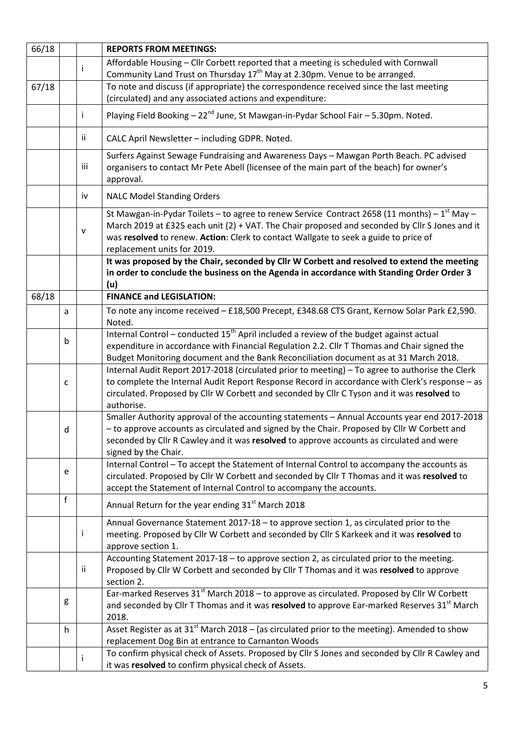| | | | |
|---|---|---|---|
| 66/18 | | | **REPORTS FROM MEETINGS:** |
| | | i | Affordable Housing – Cllr Corbett reported that a meeting is scheduled with Cornwall Community Land Trust on Thursday 17th May at 2.30pm. Venue to be arranged. |
| 67/18 | | | To note and discuss (if appropriate) the correspondence received since the last meeting (circulated) and any associated actions and expenditure: |
| | | i | Playing Field Booking – 22nd June, St Mawgan-in-Pydar School Fair – 5.30pm. Noted. |
| | | ii | CALC April Newsletter – including GDPR. Noted. |
| | | iii | Surfers Against Sewage Fundraising and Awareness Days – Mawgan Porth Beach. PC advised organisers to contact Mr Pete Abell (licensee of the main part of the beach) for owner's approval. |
| | | iv | NALC Model Standing Orders |
| | | v | St Mawgan-in-Pydar Toilets – to agree to renew Service Contract 2658 (11 months) – 1st May – March 2019 at £325 each unit (2) + VAT. The Chair proposed and seconded by Cllr S Jones and it was **resolved** to renew. **Action**: Clerk to contact Wallgate to seek a guide to price of replacement units for 2019. |
| | | | **It was proposed by the Chair, seconded by Cllr W Corbett and resolved to extend the meeting in order to conclude the business on the Agenda in accordance with Standing Order Order 3 (u)** |
| 68/18 | | | **FINANCE and LEGISLATION:** |
| | a | | To note any income received – £18,500 Precept, £348.68 CTS Grant, Kernow Solar Park £2,590. Noted. |
| | b | | Internal Control – conducted 15th April included a review of the budget against actual expenditure in accordance with Financial Regulation 2.2. Cllr T Thomas and Chair signed the Budget Monitoring document and the Bank Reconciliation document as at 31 March 2018. |
| | c | | Internal Audit Report 2017-2018 (circulated prior to meeting) – To agree to authorise the Clerk to complete the Internal Audit Report Response Record in accordance with Clerk's response – as circulated. Proposed by Cllr W Corbett and seconded by Cllr C Tyson and it was **resolved** to authorise. |
| | d | | Smaller Authority approval of the accounting statements – Annual Accounts year end 2017-2018 – to approve accounts as circulated and signed by the Chair. Proposed by Cllr W Corbett and seconded by Cllr R Cawley and it was **resolved** to approve accounts as circulated and were signed by the Chair. |
| | e | | Internal Control – To accept the Statement of Internal Control to accompany the accounts as circulated. Proposed by Cllr W Corbett and seconded by Cllr T Thomas and it was **resolved** to accept the Statement of Internal Control to accompany the accounts. |
| | f | | Annual Return for the year ending 31st March 2018 |
| | | i | Annual Governance Statement 2017-18 – to approve section 1, as circulated prior to the meeting. Proposed by Cllr W Corbett and seconded by Cllr S Karkeek and it was **resolved** to approve section 1. |
| | | ii | Accounting Statement 2017-18 – to approve section 2, as circulated prior to the meeting. Proposed by Cllr W Corbett and seconded by Cllr T Thomas and it was **resolved** to approve section 2. |
| | g | | Ear-marked Reserves 31st March 2018 – to approve as circulated. Proposed by Cllr W Corbett and seconded by Cllr T Thomas and it was **resolved** to approve Ear-marked Reserves 31st March 2018. |
| | h | | Asset Register as at 31st March 2018 – (as circulated prior to the meeting). Amended to show replacement Dog Bin at entrance to Carnanton Woods |
| | | i | To confirm physical check of Assets. Proposed by Cllr S Jones and seconded by Cllr R Cawley and it was **resolved** to confirm physical check of Assets. |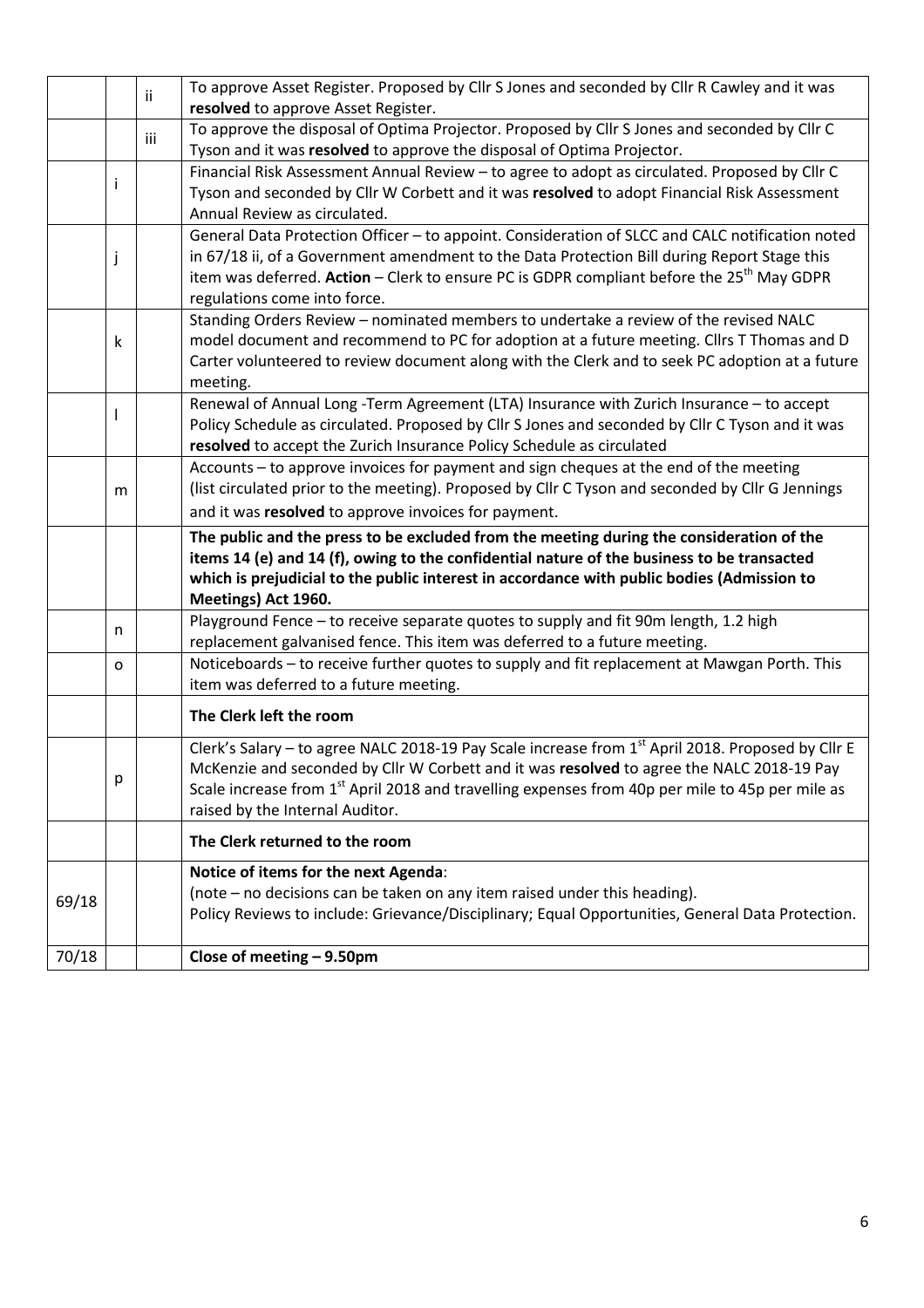| | | | |
|---|---|---|---|
| | | ii | To approve Asset Register. Proposed by Cllr S Jones and seconded by Cllr R Cawley and it was **resolved** to approve Asset Register. |
| | | iii | To approve the disposal of Optima Projector. Proposed by Cllr S Jones and seconded by Cllr C Tyson and it was **resolved** to approve the disposal of Optima Projector. |
| | i | | Financial Risk Assessment Annual Review – to agree to adopt as circulated. Proposed by Cllr C Tyson and seconded by Cllr W Corbett and it was **resolved** to adopt Financial Risk Assessment Annual Review as circulated. |
| | j | | General Data Protection Officer – to appoint. Consideration of SLCC and CALC notification noted in 67/18 ii, of a Government amendment to the Data Protection Bill during Report Stage this item was deferred. **Action** – Clerk to ensure PC is GDPR compliant before the 25th May GDPR regulations come into force. |
| | k | | Standing Orders Review – nominated members to undertake a review of the revised NALC model document and recommend to PC for adoption at a future meeting. Cllrs T Thomas and D Carter volunteered to review document along with the Clerk and to seek PC adoption at a future meeting. |
| | l | | Renewal of Annual Long -Term Agreement (LTA) Insurance with Zurich Insurance – to accept Policy Schedule as circulated. Proposed by Cllr S Jones and seconded by Cllr C Tyson and it was **resolved** to accept the Zurich Insurance Policy Schedule as circulated |
| | m | | Accounts – to approve invoices for payment and sign cheques at the end of the meeting (list circulated prior to the meeting). Proposed by Cllr C Tyson and seconded by Cllr G Jennings and it was **resolved** to approve invoices for payment. |
| | | | **The public and the press to be excluded from the meeting during the consideration of the items 14 (e) and 14 (f), owing to the confidential nature of the business to be transacted which is prejudicial to the public interest in accordance with public bodies (Admission to Meetings) Act 1960.** |
| | n | | Playground Fence – to receive separate quotes to supply and fit 90m length, 1.2 high replacement galvanised fence. This item was deferred to a future meeting. |
| | o | | Noticeboards – to receive further quotes to supply and fit replacement at Mawgan Porth. This item was deferred to a future meeting. |
| | | | **The Clerk left the room** |
| | p | | Clerk's Salary – to agree NALC 2018-19 Pay Scale increase from 1st April 2018. Proposed by Cllr E McKenzie and seconded by Cllr W Corbett and it was **resolved** to agree the NALC 2018-19 Pay Scale increase from 1st April 2018 and travelling expenses from 40p per mile to 45p per mile as raised by the Internal Auditor. |
| | | | **The Clerk returned to the room** |
| 69/18 | | | **Notice of items for the next Agenda**: (note – no decisions can be taken on any item raised under this heading). Policy Reviews to include: Grievance/Disciplinary; Equal Opportunities, General Data Protection. |
| 70/18 | | | **Close of meeting – 9.50pm** |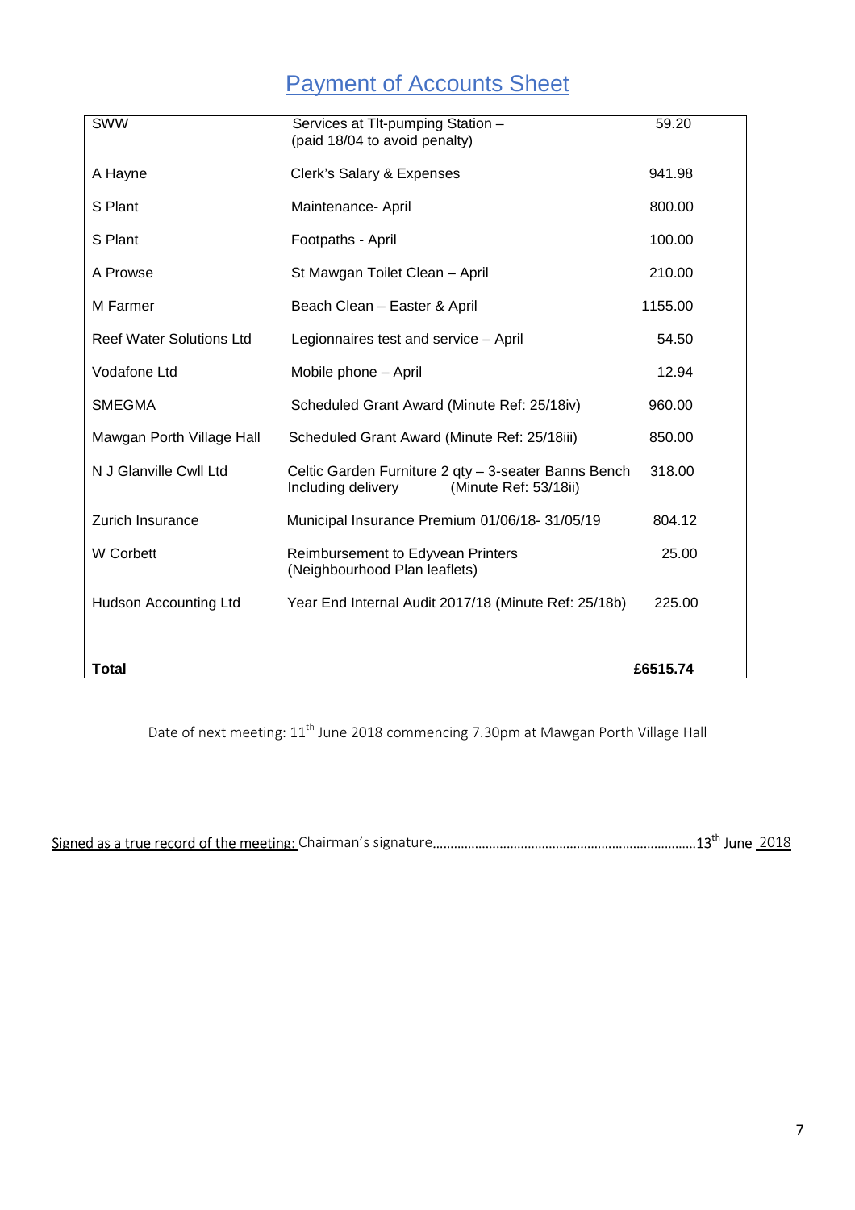# Payment of Accounts Sheet

| | | |
|---|---|---|
| SWW | Services at Tlt-pumping Station – (paid 18/04 to avoid penalty) | 59.20 |
| A Hayne | Clerk's Salary & Expenses | 941.98 |
| S Plant | Maintenance- April | 800.00 |
| S Plant | Footpaths - April | 100.00 |
| A Prowse | St Mawgan Toilet Clean – April | 210.00 |
| M Farmer | Beach Clean – Easter & April | 1155.00 |
| Reef Water Solutions Ltd | Legionnaires test and service – April | 54.50 |
| Vodafone Ltd | Mobile phone – April | 12.94 |
| SMEGMA | Scheduled Grant Award (Minute Ref: 25/18iv) | 960.00 |
| Mawgan Porth Village Hall | Scheduled Grant Award (Minute Ref: 25/18iii) | 850.00 |
| N J Glanville Cwll Ltd | Celtic Garden Furniture 2 qty – 3-seater Banns Bench Including delivery (Minute Ref: 53/18ii) | 318.00 |
| Zurich Insurance | Municipal Insurance Premium 01/06/18- 31/05/19 | 804.12 |
| W Corbett | Reimbursement to Edyvean Printers (Neighbourhood Plan leaflets) | 25.00 |
| Hudson Accounting Ltd | Year End Internal Audit 2017/18 (Minute Ref: 25/18b) | 225.00 |
| **Total** | | **£6515.74** |

Date of next meeting: 11th June 2018 commencing 7.30pm at Mawgan Porth Village Hall

Signed as a true record of the meeting: Chairman's signature……………………………………………………………………13th June 2018